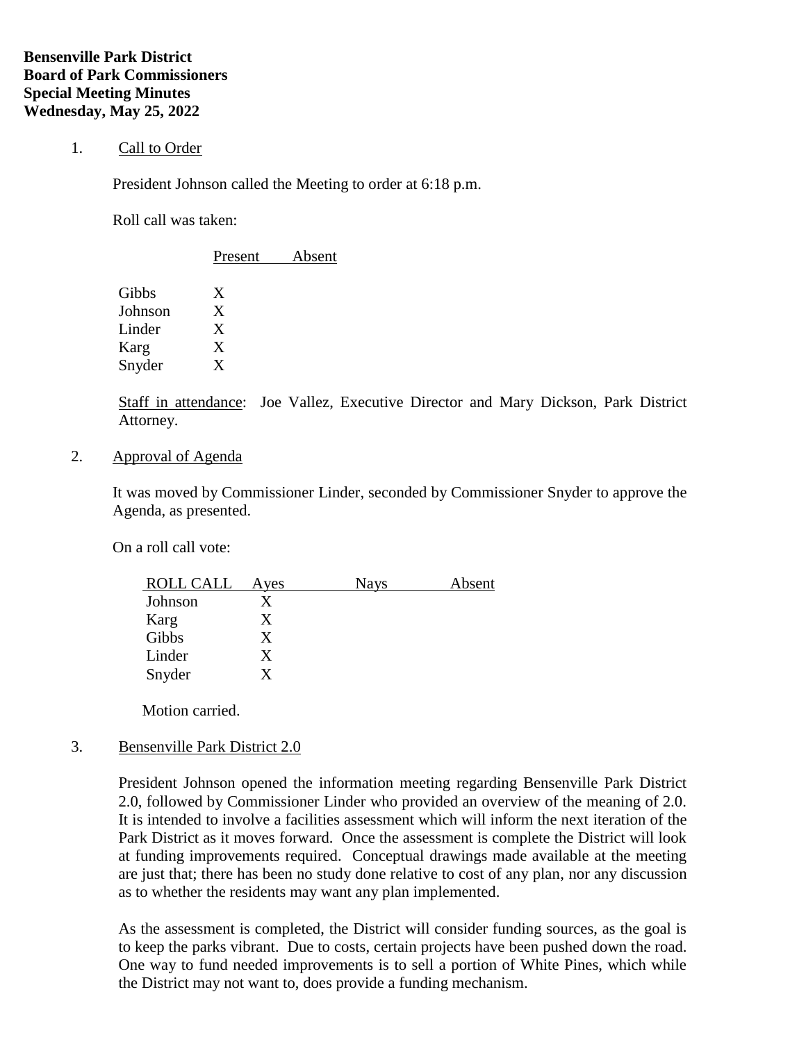**Bensenville Park District**
**Board of Park Commissioners**
**Special Meeting Minutes**
**Wednesday, May 25, 2022**

1. Call to Order

President Johnson called the Meeting to order at 6:18 p.m.

Roll call was taken:

| | Present | Absent |
|---|---|---|
| Gibbs | X | |
| Johnson | X | |
| Linder | X | |
| Karg | X | |
| Snyder | X | |

Staff in attendance: Joe Vallez, Executive Director and Mary Dickson, Park District Attorney.

2. Approval of Agenda

It was moved by Commissioner Linder, seconded by Commissioner Snyder to approve the Agenda, as presented.

On a roll call vote:

| ROLL CALL | Ayes | Nays | Absent |
|---|---|---|---|
| Johnson | X | | |
| Karg | X | | |
| Gibbs | X | | |
| Linder | X | | |
| Snyder | X | | |

Motion carried.

3. Bensenville Park District 2.0

President Johnson opened the information meeting regarding Bensenville Park District 2.0, followed by Commissioner Linder who provided an overview of the meaning of 2.0. It is intended to involve a facilities assessment which will inform the next iteration of the Park District as it moves forward. Once the assessment is complete the District will look at funding improvements required. Conceptual drawings made available at the meeting are just that; there has been no study done relative to cost of any plan, nor any discussion as to whether the residents may want any plan implemented.

As the assessment is completed, the District will consider funding sources, as the goal is to keep the parks vibrant. Due to costs, certain projects have been pushed down the road. One way to fund needed improvements is to sell a portion of White Pines, which while the District may not want to, does provide a funding mechanism.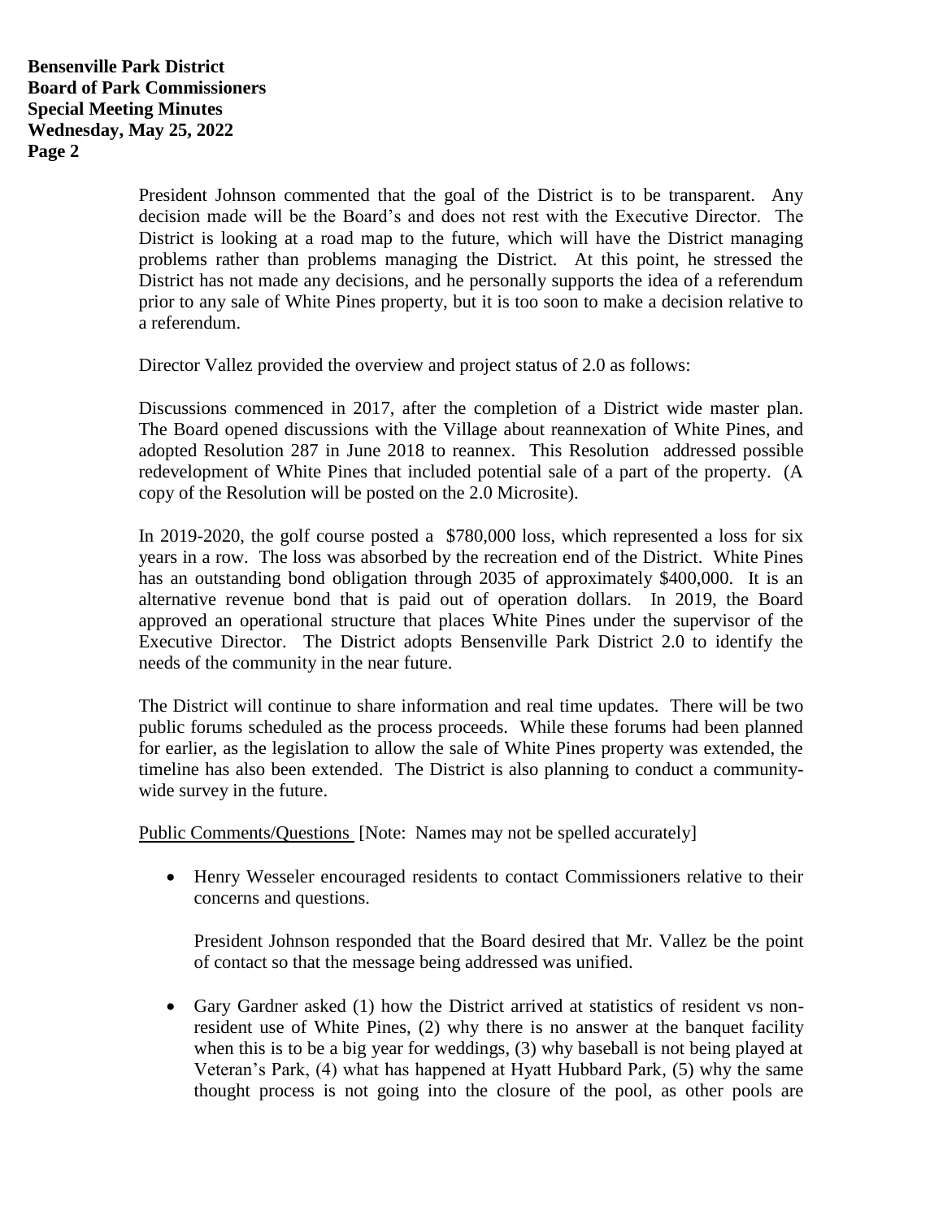President Johnson commented that the goal of the District is to be transparent. Any decision made will be the Board's and does not rest with the Executive Director. The District is looking at a road map to the future, which will have the District managing problems rather than problems managing the District. At this point, he stressed the District has not made any decisions, and he personally supports the idea of a referendum prior to any sale of White Pines property, but it is too soon to make a decision relative to a referendum.

Director Vallez provided the overview and project status of 2.0 as follows:

Discussions commenced in 2017, after the completion of a District wide master plan. The Board opened discussions with the Village about reannexation of White Pines, and adopted Resolution 287 in June 2018 to reannex. This Resolution addressed possible redevelopment of White Pines that included potential sale of a part of the property. (A copy of the Resolution will be posted on the 2.0 Microsite).

In 2019-2020, the golf course posted a $780,000 loss, which represented a loss for six years in a row. The loss was absorbed by the recreation end of the District. White Pines has an outstanding bond obligation through 2035 of approximately $400,000. It is an alternative revenue bond that is paid out of operation dollars. In 2019, the Board approved an operational structure that places White Pines under the supervisor of the Executive Director. The District adopts Bensenville Park District 2.0 to identify the needs of the community in the near future.

The District will continue to share information and real time updates. There will be two public forums scheduled as the process proceeds. While these forums had been planned for earlier, as the legislation to allow the sale of White Pines property was extended, the timeline has also been extended. The District is also planning to conduct a community-wide survey in the future.

Public Comments/Questions [Note: Names may not be spelled accurately]

- Henry Wesseler encouraged residents to contact Commissioners relative to their concerns and questions.

  President Johnson responded that the Board desired that Mr. Vallez be the point of contact so that the message being addressed was unified.

- Gary Gardner asked (1) how the District arrived at statistics of resident vs non-resident use of White Pines, (2) why there is no answer at the banquet facility when this is to be a big year for weddings, (3) why baseball is not being played at Veteran's Park, (4) what has happened at Hyatt Hubbard Park, (5) why the same thought process is not going into the closure of the pool, as other pools are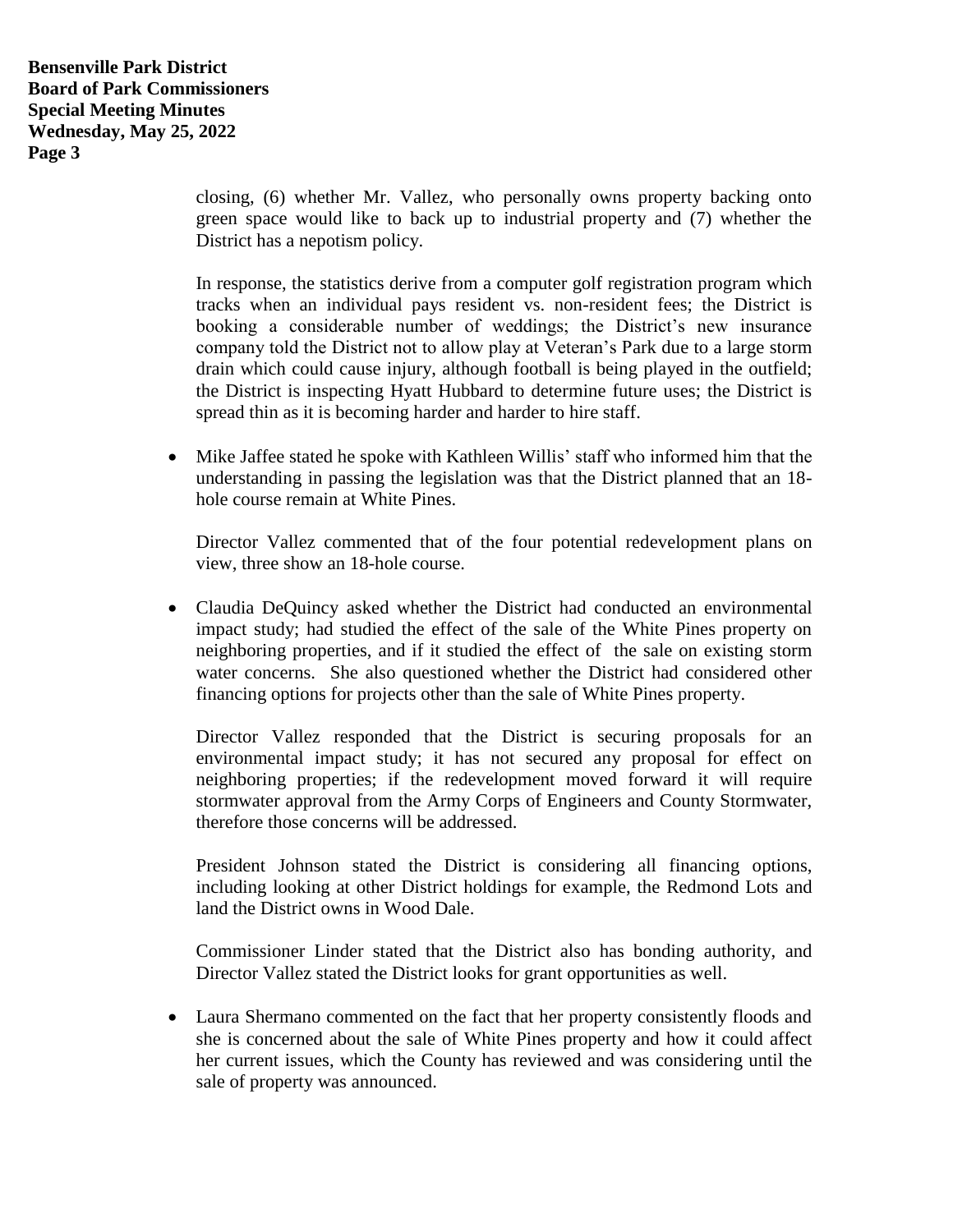closing, (6) whether Mr. Vallez, who personally owns property backing onto green space would like to back up to industrial property and (7) whether the District has a nepotism policy.

In response, the statistics derive from a computer golf registration program which tracks when an individual pays resident vs. non-resident fees; the District is booking a considerable number of weddings; the District's new insurance company told the District not to allow play at Veteran's Park due to a large storm drain which could cause injury, although football is being played in the outfield; the District is inspecting Hyatt Hubbard to determine future uses; the District is spread thin as it is becoming harder and harder to hire staff.

- Mike Jaffee stated he spoke with Kathleen Willis' staff who informed him that the understanding in passing the legislation was that the District planned that an 18-hole course remain at White Pines.

  Director Vallez commented that of the four potential redevelopment plans on view, three show an 18-hole course.

- Claudia DeQuincy asked whether the District had conducted an environmental impact study; had studied the effect of the sale of the White Pines property on neighboring properties, and if it studied the effect of the sale on existing storm water concerns. She also questioned whether the District had considered other financing options for projects other than the sale of White Pines property.

  Director Vallez responded that the District is securing proposals for an environmental impact study; it has not secured any proposal for effect on neighboring properties; if the redevelopment moved forward it will require stormwater approval from the Army Corps of Engineers and County Stormwater, therefore those concerns will be addressed.

  President Johnson stated the District is considering all financing options, including looking at other District holdings for example, the Redmond Lots and land the District owns in Wood Dale.

  Commissioner Linder stated that the District also has bonding authority, and Director Vallez stated the District looks for grant opportunities as well.

- Laura Shermano commented on the fact that her property consistently floods and she is concerned about the sale of White Pines property and how it could affect her current issues, which the County has reviewed and was considering until the sale of property was announced.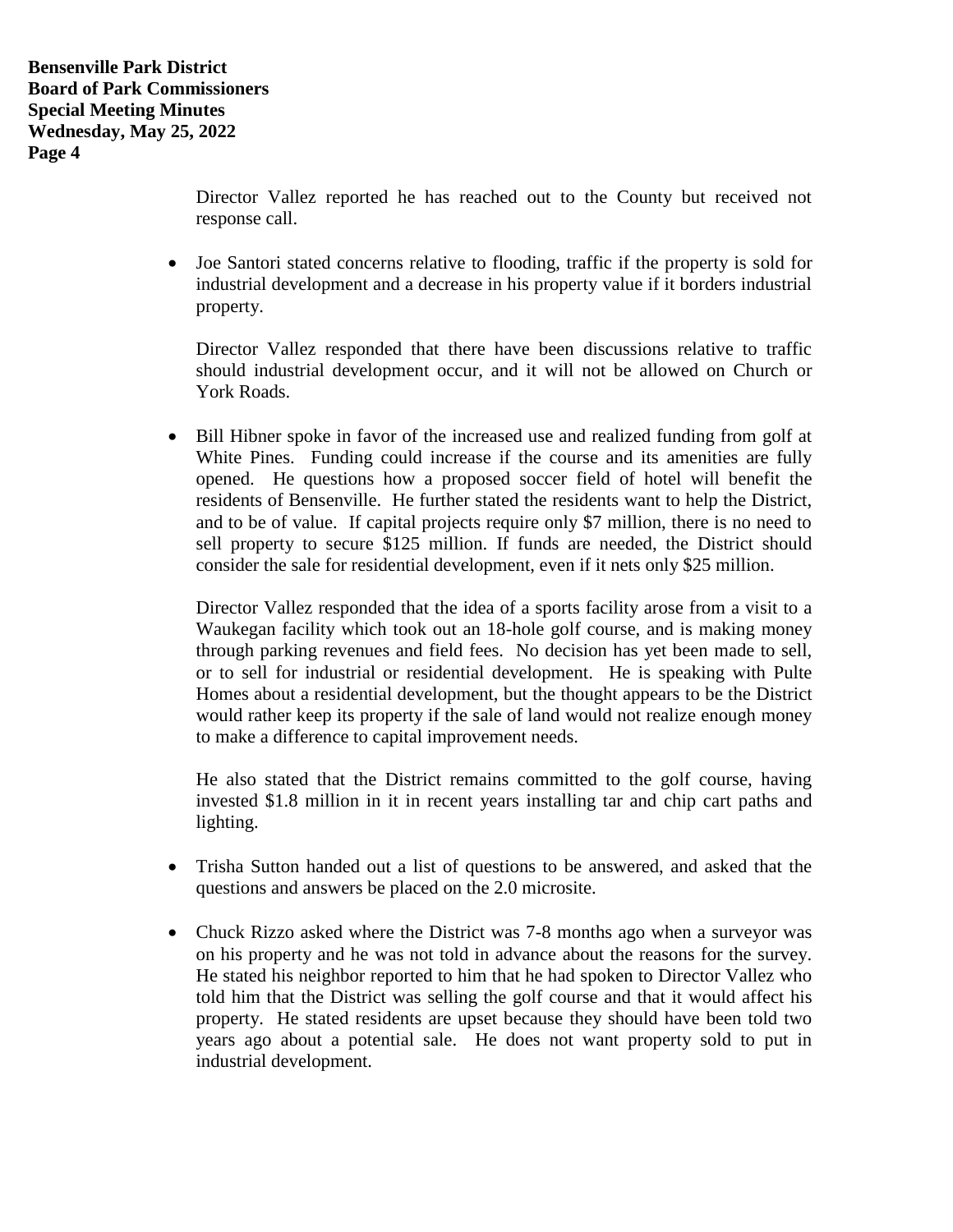Director Vallez reported he has reached out to the County but received not response call.

- Joe Santori stated concerns relative to flooding, traffic if the property is sold for industrial development and a decrease in his property value if it borders industrial property.

  Director Vallez responded that there have been discussions relative to traffic should industrial development occur, and it will not be allowed on Church or York Roads.

- Bill Hibner spoke in favor of the increased use and realized funding from golf at White Pines. Funding could increase if the course and its amenities are fully opened. He questions how a proposed soccer field of hotel will benefit the residents of Bensenville. He further stated the residents want to help the District, and to be of value. If capital projects require only $7 million, there is no need to sell property to secure $125 million. If funds are needed, the District should consider the sale for residential development, even if it nets only $25 million.

  Director Vallez responded that the idea of a sports facility arose from a visit to a Waukegan facility which took out an 18-hole golf course, and is making money through parking revenues and field fees. No decision has yet been made to sell, or to sell for industrial or residential development. He is speaking with Pulte Homes about a residential development, but the thought appears to be the District would rather keep its property if the sale of land would not realize enough money to make a difference to capital improvement needs.

  He also stated that the District remains committed to the golf course, having invested $1.8 million in it in recent years installing tar and chip cart paths and lighting.

- Trisha Sutton handed out a list of questions to be answered, and asked that the questions and answers be placed on the 2.0 microsite.

- Chuck Rizzo asked where the District was 7-8 months ago when a surveyor was on his property and he was not told in advance about the reasons for the survey. He stated his neighbor reported to him that he had spoken to Director Vallez who told him that the District was selling the golf course and that it would affect his property. He stated residents are upset because they should have been told two years ago about a potential sale. He does not want property sold to put in industrial development.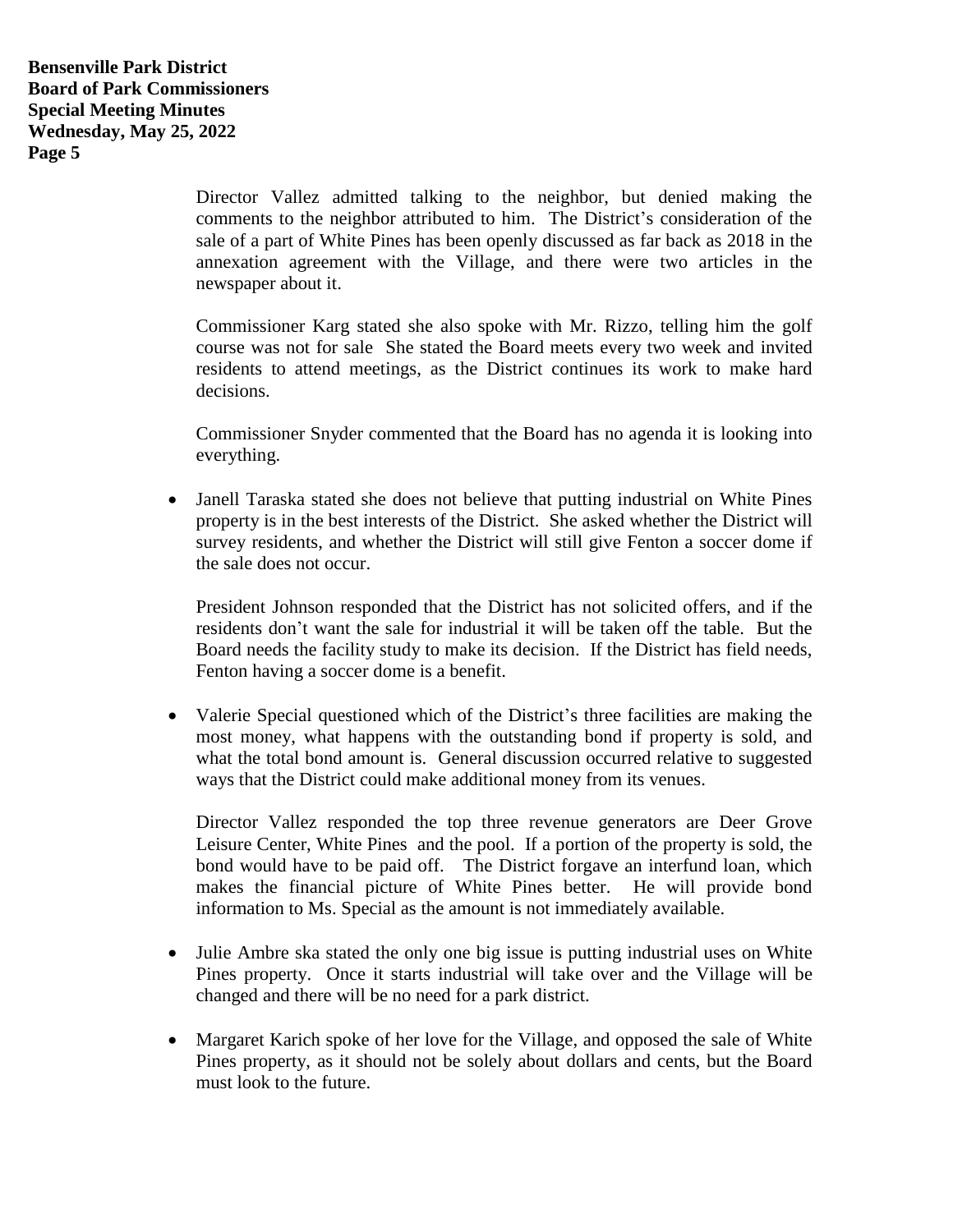Director Vallez admitted talking to the neighbor, but denied making the comments to the neighbor attributed to him. The District's consideration of the sale of a part of White Pines has been openly discussed as far back as 2018 in the annexation agreement with the Village, and there were two articles in the newspaper about it.

Commissioner Karg stated she also spoke with Mr. Rizzo, telling him the golf course was not for sale She stated the Board meets every two week and invited residents to attend meetings, as the District continues its work to make hard decisions.

Commissioner Snyder commented that the Board has no agenda it is looking into everything.

- Janell Taraska stated she does not believe that putting industrial on White Pines property is in the best interests of the District. She asked whether the District will survey residents, and whether the District will still give Fenton a soccer dome if the sale does not occur.

  President Johnson responded that the District has not solicited offers, and if the residents don't want the sale for industrial it will be taken off the table. But the Board needs the facility study to make its decision. If the District has field needs, Fenton having a soccer dome is a benefit.

- Valerie Special questioned which of the District's three facilities are making the most money, what happens with the outstanding bond if property is sold, and what the total bond amount is. General discussion occurred relative to suggested ways that the District could make additional money from its venues.

  Director Vallez responded the top three revenue generators are Deer Grove Leisure Center, White Pines and the pool. If a portion of the property is sold, the bond would have to be paid off. The District forgave an interfund loan, which makes the financial picture of White Pines better. He will provide bond information to Ms. Special as the amount is not immediately available.

- Julie Ambre ska stated the only one big issue is putting industrial uses on White Pines property. Once it starts industrial will take over and the Village will be changed and there will be no need for a park district.

- Margaret Karich spoke of her love for the Village, and opposed the sale of White Pines property, as it should not be solely about dollars and cents, but the Board must look to the future.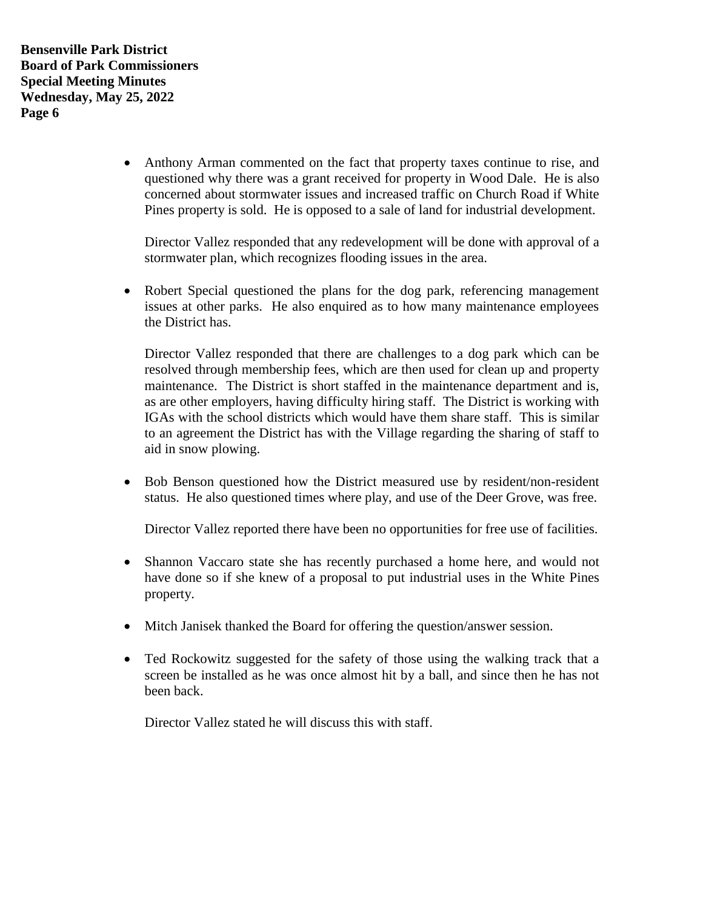- Anthony Arman commented on the fact that property taxes continue to rise, and questioned why there was a grant received for property in Wood Dale. He is also concerned about stormwater issues and increased traffic on Church Road if White Pines property is sold. He is opposed to a sale of land for industrial development.

  Director Vallez responded that any redevelopment will be done with approval of a stormwater plan, which recognizes flooding issues in the area.

- Robert Special questioned the plans for the dog park, referencing management issues at other parks. He also enquired as to how many maintenance employees the District has.

  Director Vallez responded that there are challenges to a dog park which can be resolved through membership fees, which are then used for clean up and property maintenance. The District is short staffed in the maintenance department and is, as are other employers, having difficulty hiring staff. The District is working with IGAs with the school districts which would have them share staff. This is similar to an agreement the District has with the Village regarding the sharing of staff to aid in snow plowing.

- Bob Benson questioned how the District measured use by resident/non-resident status. He also questioned times where play, and use of the Deer Grove, was free.

  Director Vallez reported there have been no opportunities for free use of facilities.

- Shannon Vaccaro state she has recently purchased a home here, and would not have done so if she knew of a proposal to put industrial uses in the White Pines property.

- Mitch Janisek thanked the Board for offering the question/answer session.

- Ted Rockowitz suggested for the safety of those using the walking track that a screen be installed as he was once almost hit by a ball, and since then he has not been back.

  Director Vallez stated he will discuss this with staff.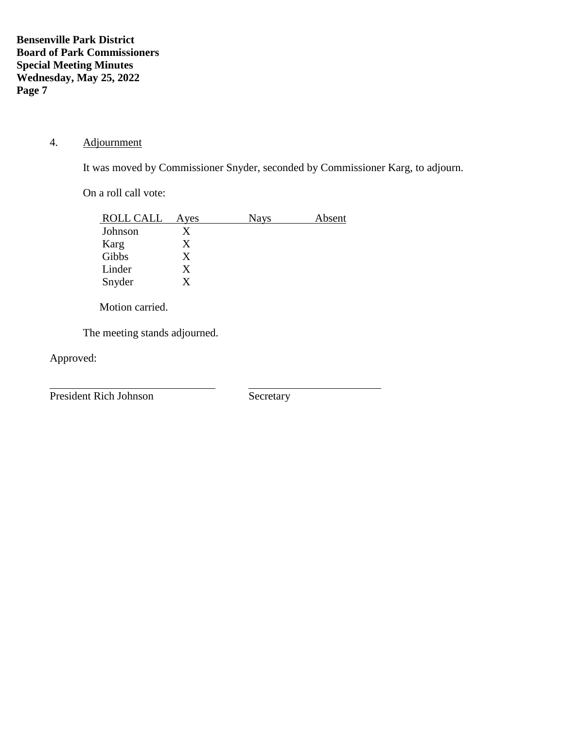4. Adjournment

It was moved by Commissioner Snyder, seconded by Commissioner Karg, to adjourn.

On a roll call vote:

| ROLL CALL | Ayes | Nays | Absent |
| --- | --- | --- | --- |
| Johnson | X | | |
| Karg | X | | |
| Gibbs | X | | |
| Linder | X | | |
| Snyder | X | | |

Motion carried.

The meeting stands adjourned.

Approved:

\_\_\_\_\_\_\_\_\_\_\_\_\_\_\_\_\_\_\_\_\_\_\_\_\_\_\_\_\_\_ \_\_\_\_\_\_\_\_\_\_\_\_\_\_\_\_\_\_\_\_\_\_\_\_\_\_\_\_\_\_

President Rich Johnson Secretary